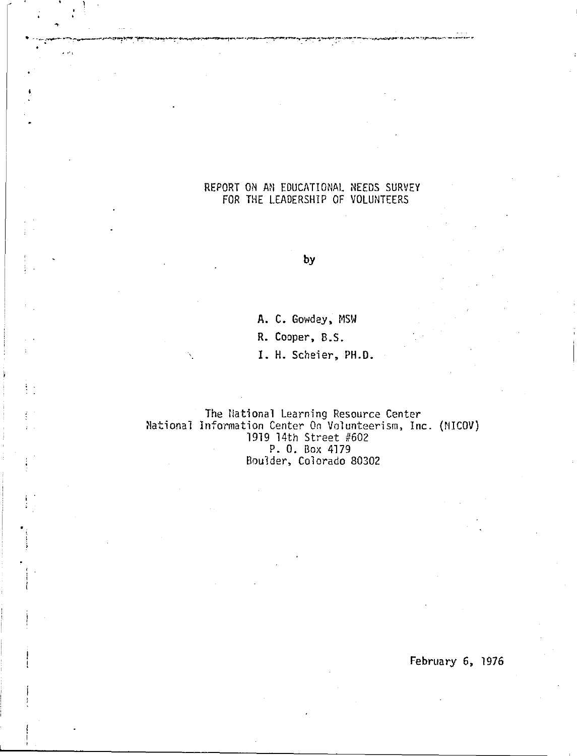# REPORT ON AN EDUCATIONAL NEEDS SURVEY FOR THE LEADERSHIP OF VOLUNTEERS

by

A. C. Gowdey, MSW

R. Cooper, B.S.

I. H. Scheier, PH.D.

The National Learning Resource Center
National Information Center On Volunteerism, Inc. (NICOV)
1919 14th Street #602
P. O. Box 4179
Boulder, Colorado 80302

February 6, 1976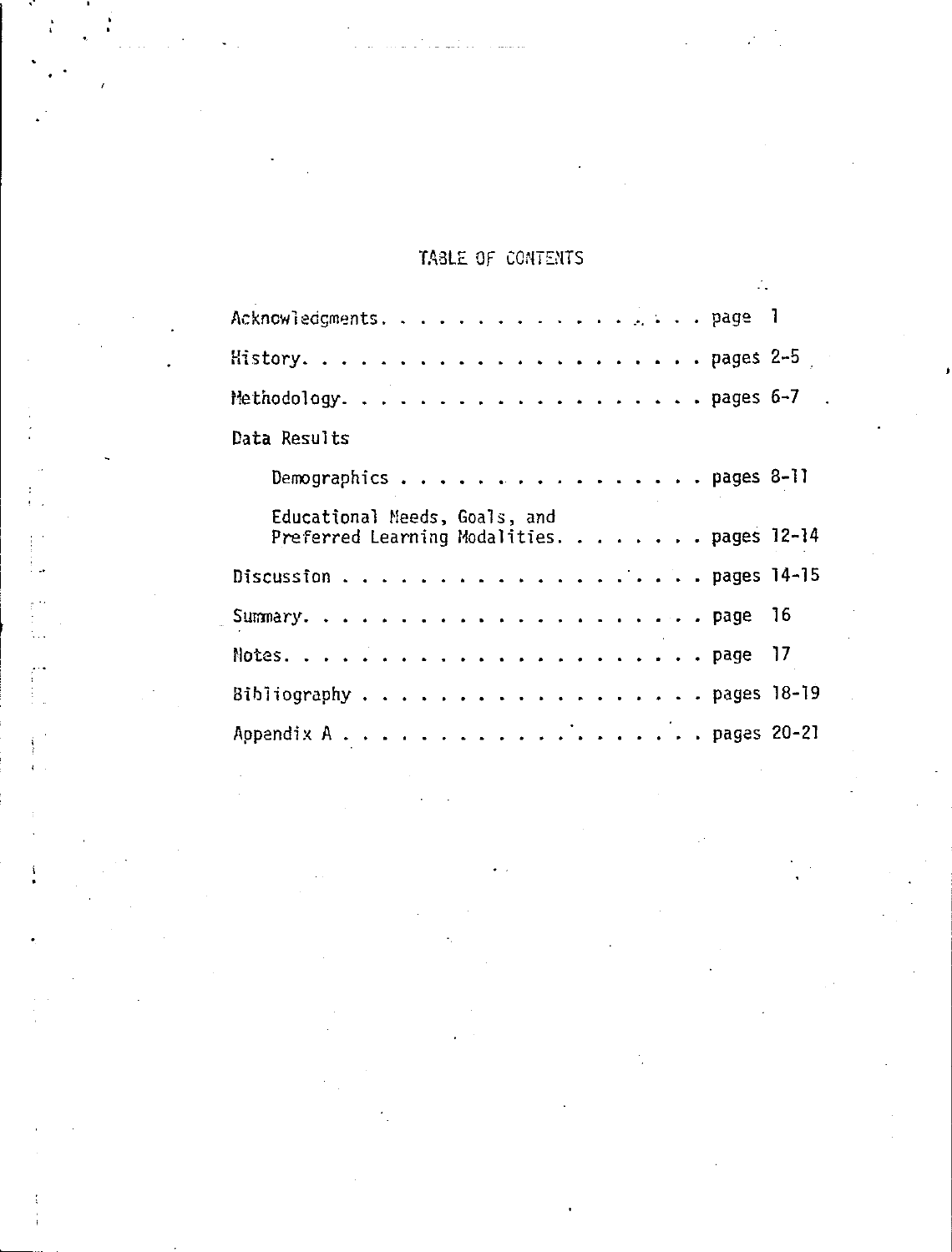# TABLE OF CONTENTS

Acknowledgments. . . . . . . . . . . . . . . . . . . . page 1

History. . . . . . . . . . . . . . . . . . . . . . . pages 2-5

Methodology. . . . . . . . . . . . . . . . . . . . . pages 6-7

Data Results

- Demographics . . . . . . . . . . . . . . . . . . pages 8-11
- Educational Needs, Goals, and Preferred Learning Modalities. . . . . . . . pages 12-14

Discussion . . . . . . . . . . . . . . . . . . . . . pages 14-15

Summary. . . . . . . . . . . . . . . . . . . . . . . page 16

Notes. . . . . . . . . . . . . . . . . . . . . . . . page 17

Bibliography . . . . . . . . . . . . . . . . . . . . pages 18-19

Appendix A . . . . . . . . . . . . . . . . . . . . . pages 20-21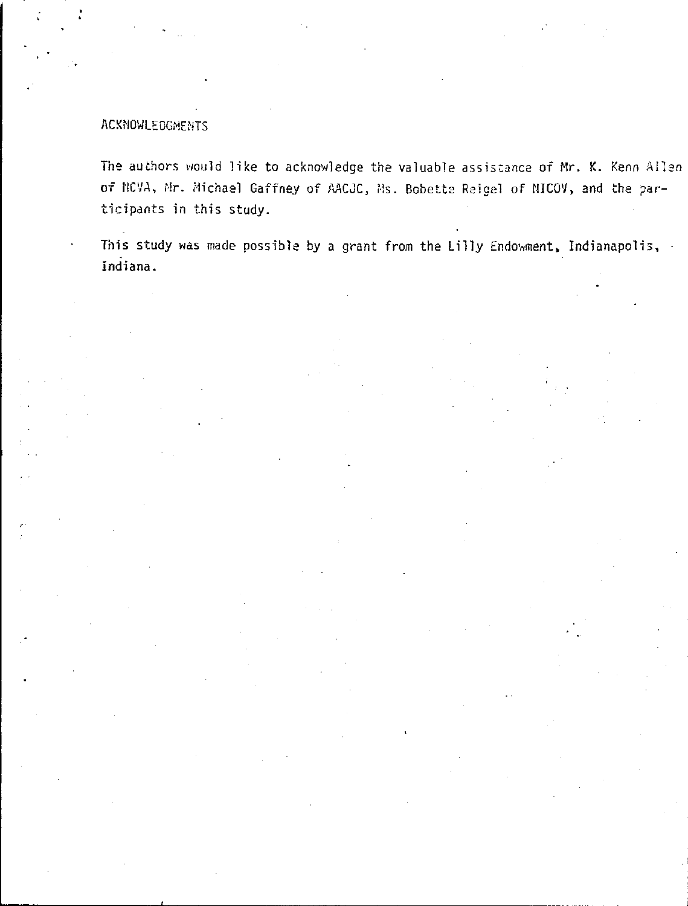## ACKNOWLEDGMENTS

The authors would like to acknowledge the valuable assistance of Mr. K. Kenn Allen of NCVA, Mr. Michael Gaffney of AACJC, Ms. Bobette Reigel of NICOV, and the participants in this study.

This study was made possible by a grant from the Lilly Endowment, Indianapolis, Indiana.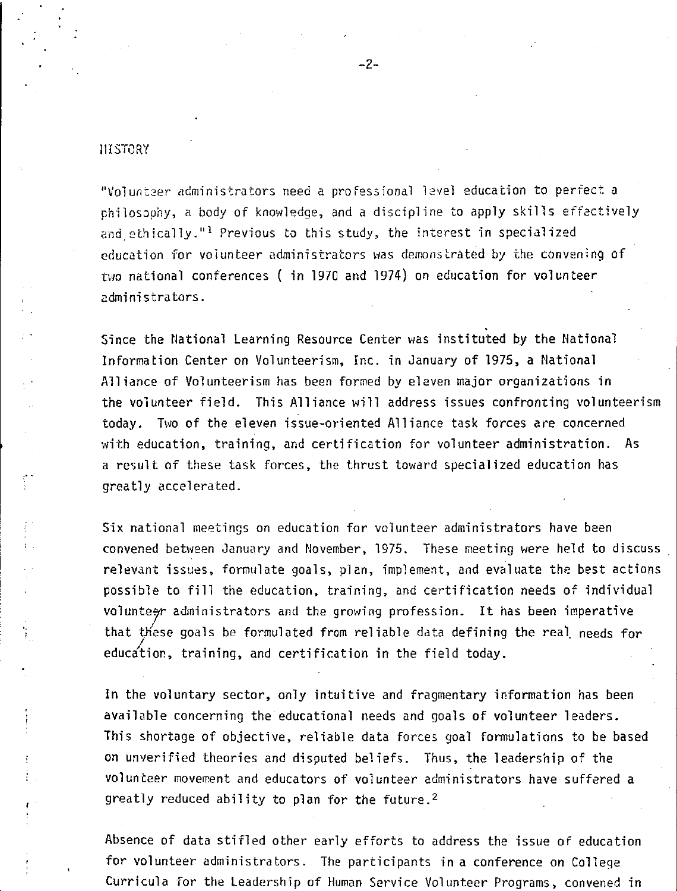## HISTORY

"Volunteer administrators need a professional level education to perfect a philosophy, a body of knowledge, and a discipline to apply skills effectively and ethically."[1] Previous to this study, the interest in specialized education for volunteer administrators was demonstrated by the convening of two national conferences ( in 1970 and 1974) on education for volunteer administrators.

Since the National Learning Resource Center was instituted by the National Information Center on Volunteerism, Inc. in January of 1975, a National Alliance of Volunteerism has been formed by eleven major organizations in the volunteer field. This Alliance will address issues confronting volunteerism today. Two of the eleven issue-oriented Alliance task forces are concerned with education, training, and certification for volunteer administration. As a result of these task forces, the thrust toward specialized education has greatly accelerated.

Six national meetings on education for volunteer administrators have been convened between January and November, 1975. These meeting were held to discuss relevant issues, formulate goals, plan, implement, and evaluate the best actions possible to fill the education, training, and certification needs of individual volunteer administrators and the growing profession. It has been imperative that these goals be formulated from reliable data defining the real needs for education, training, and certification in the field today.

In the voluntary sector, only intuitive and fragmentary information has been available concerning the educational needs and goals of volunteer leaders. This shortage of objective, reliable data forces goal formulations to be based on unverified theories and disputed beliefs. Thus, the leadership of the volunteer movement and educators of volunteer administrators have suffered a greatly reduced ability to plan for the future.[2]

Absence of data stifled other early efforts to address the issue of education for volunteer administrators. The participants in a conference on College Curricula for the Leadership of Human Service Volunteer Programs, convened in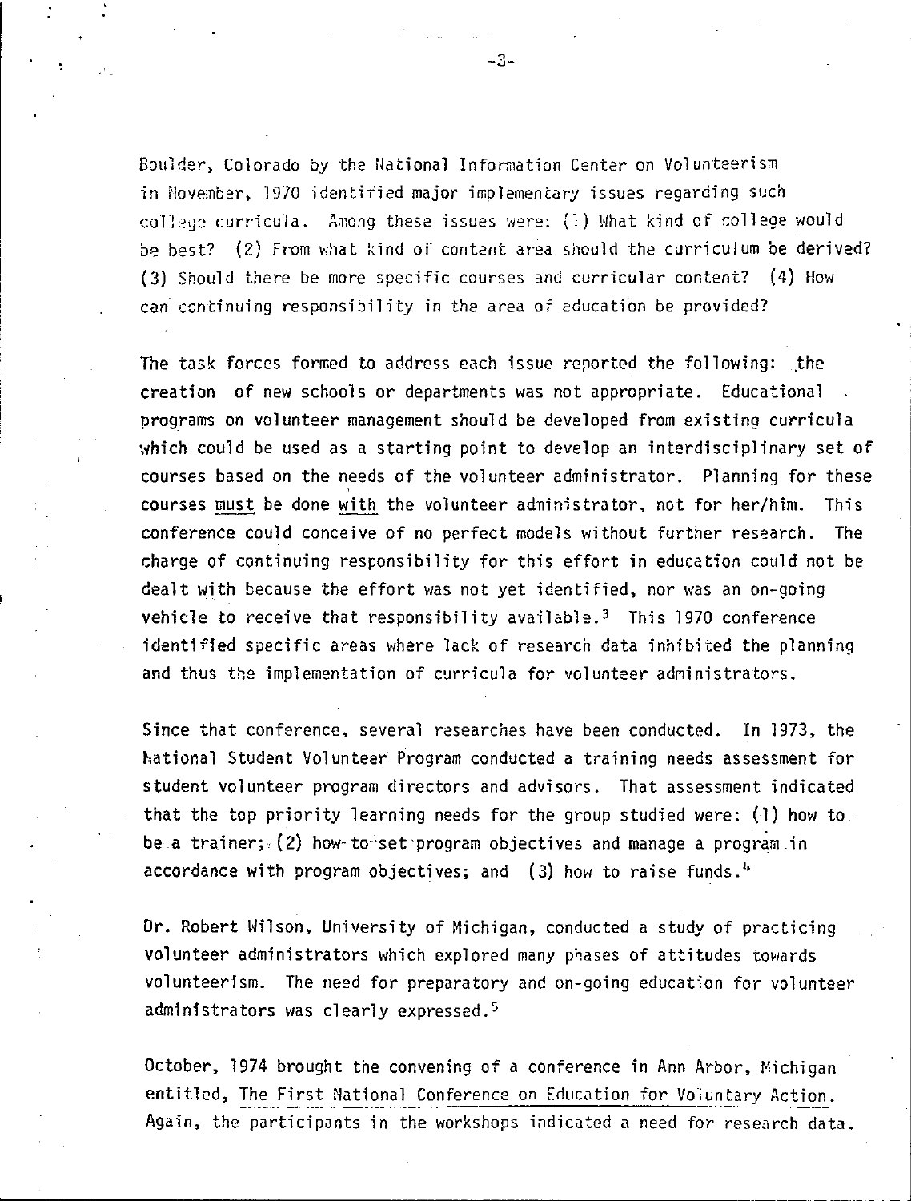Boulder, Colorado by the National Information Center on Volunteerism in November, 1970 identified major implementary issues regarding such college curricula. Among these issues were: (1) What kind of college would be best? (2) From what kind of content area should the curriculum be derived? (3) Should there be more specific courses and curricular content? (4) How can continuing responsibility in the area of education be provided?

The task forces formed to address each issue reported the following: the creation of new schools or departments was not appropriate. Educational programs on volunteer management should be developed from existing curricula which could be used as a starting point to develop an interdisciplinary set of courses based on the needs of the volunteer administrator. Planning for these courses must be done with the volunteer administrator, not for her/him. This conference could conceive of no perfect models without further research. The charge of continuing responsibility for this effort in education could not be dealt with because the effort was not yet identified, nor was an on-going vehicle to receive that responsibility available.[3] This 1970 conference identified specific areas where lack of research data inhibited the planning and thus the implementation of curricula for volunteer administrators.

Since that conference, several researches have been conducted. In 1973, the National Student Volunteer Program conducted a training needs assessment for student volunteer program directors and advisors. That assessment indicated that the top priority learning needs for the group studied were: (1) how to be a trainer; (2) how to set program objectives and manage a program in accordance with program objectives; and (3) how to raise funds.[4]

Dr. Robert Wilson, University of Michigan, conducted a study of practicing volunteer administrators which explored many phases of attitudes towards volunteerism. The need for preparatory and on-going education for volunteer administrators was clearly expressed.[5]

October, 1974 brought the convening of a conference in Ann Arbor, Michigan entitled, The First National Conference on Education for Voluntary Action. Again, the participants in the workshops indicated a need for research data.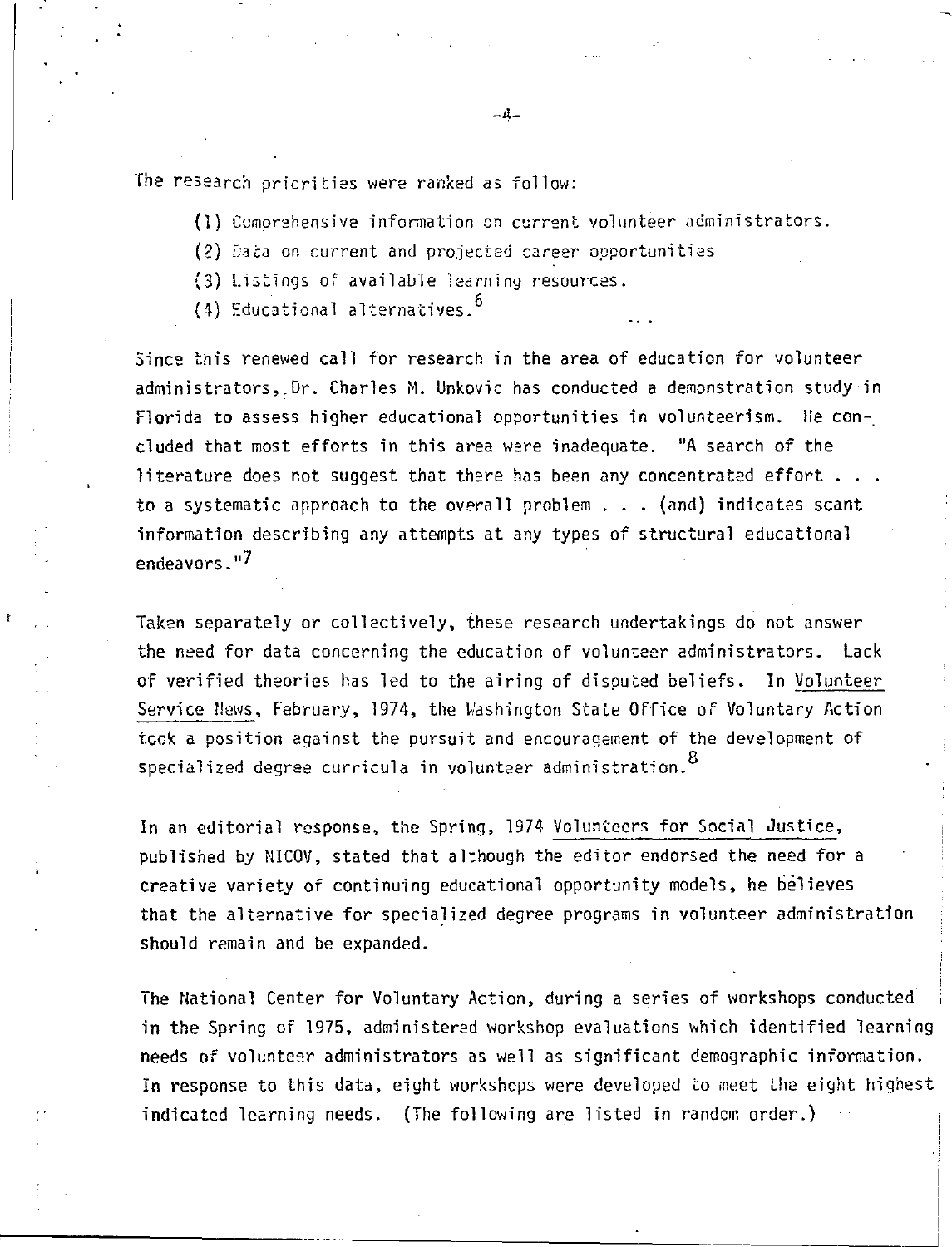The research priorities were ranked as follow:

(1) Comprehensive information on current volunteer administrators.

(2) Data on current and projected career opportunities

(3) Listings of available learning resources.

(4) Educational alternatives.[6]

Since this renewed call for research in the area of education for volunteer administrators, Dr. Charles M. Unkovic has conducted a demonstration study in Florida to assess higher educational opportunities in volunteerism. He concluded that most efforts in this area were inadequate. "A search of the literature does not suggest that there has been any concentrated effort . . . to a systematic approach to the overall problem . . . (and) indicates scant information describing any attempts at any types of structural educational endeavors."[7]

Taken separately or collectively, these research undertakings do not answer the need for data concerning the education of volunteer administrators. Lack of verified theories has led to the airing of disputed beliefs. In Volunteer Service News, February, 1974, the Washington State Office of Voluntary Action took a position against the pursuit and encouragement of the development of specialized degree curricula in volunteer administration.[8]

In an editorial response, the Spring, 1974 Volunteers for Social Justice, published by NICOV, stated that although the editor endorsed the need for a creative variety of continuing educational opportunity models, he believes that the alternative for specialized degree programs in volunteer administration should remain and be expanded.

The National Center for Voluntary Action, during a series of workshops conducted in the Spring of 1975, administered workshop evaluations which identified learning needs of volunteer administrators as well as significant demographic information. In response to this data, eight workshops were developed to meet the eight highest indicated learning needs. (The following are listed in random order.)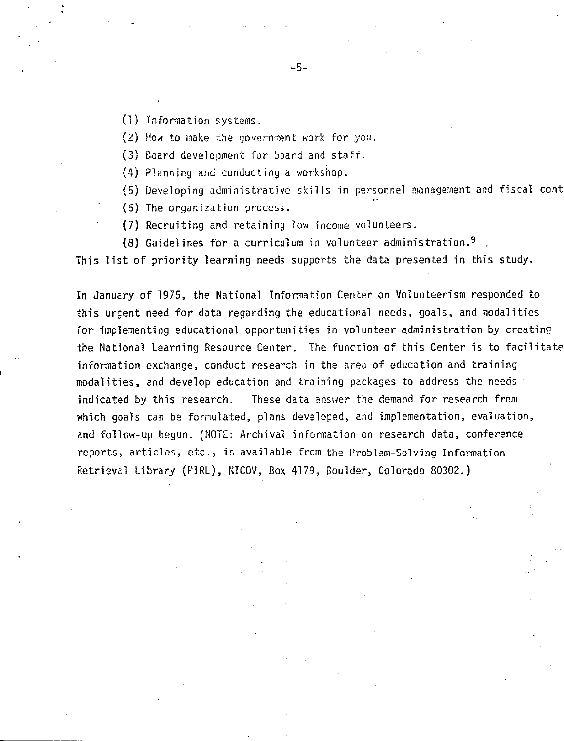(1) Information systems.

(2) How to make the government work for you.

(3) Board development for board and staff.

(4) Planning and conducting a workshop.

(5) Developing administrative skills in personnel management and fiscal cont

(6) The organization process.

(7) Recruiting and retaining low income volunteers.

(8) Guidelines for a curriculum in volunteer administration.[9]

This list of priority learning needs supports the data presented in this study.

In January of 1975, the National Information Center on Volunteerism responded to this urgent need for data regarding the educational needs, goals, and modalities for implementing educational opportunities in volunteer administration by creating the National Learning Resource Center. The function of this Center is to facilitate information exchange, conduct research in the area of education and training modalities, and develop education and training packages to address the needs indicated by this research. These data answer the demand for research from which goals can be formulated, plans developed, and implementation, evaluation, and follow-up begun. (NOTE: Archival information on research data, conference reports, articles, etc., is available from the Problem-Solving Information Retrieval Library (PIRL), NICOV, Box 4179, Boulder, Colorado 80302.)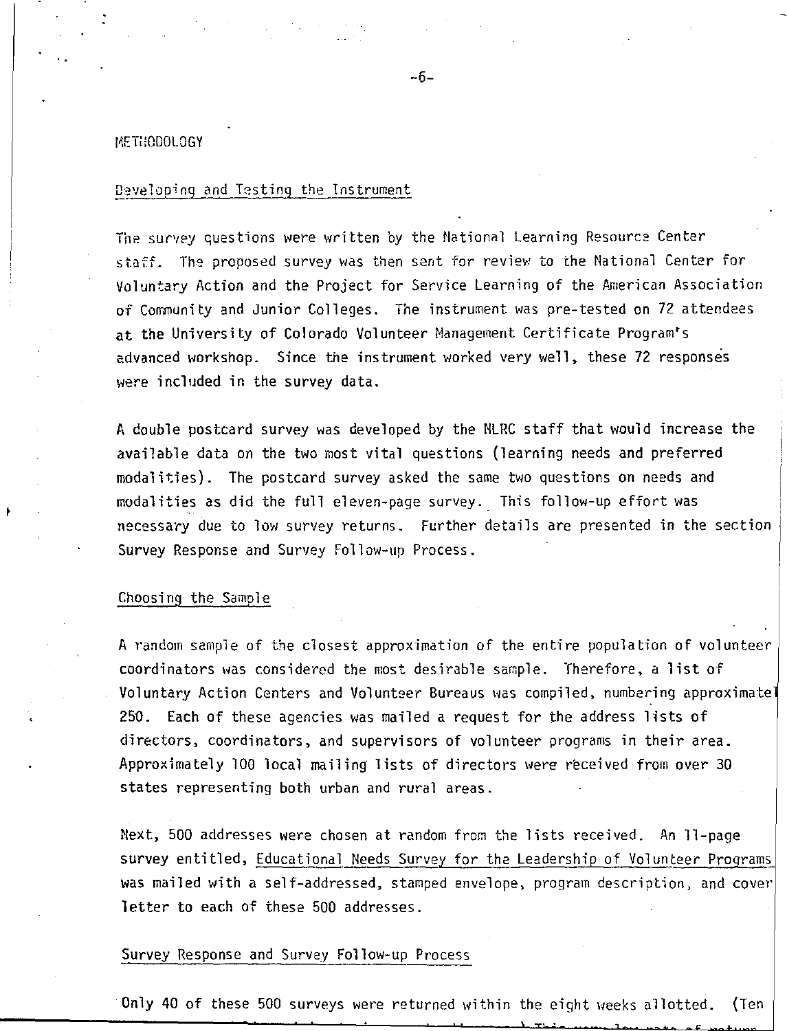## METHODOLOGY

### Developing and Testing the Instrument

The survey questions were written by the National Learning Resource Center staff. The proposed survey was then sent for review to the National Center for Voluntary Action and the Project for Service Learning of the American Association of Community and Junior Colleges. The instrument was pre-tested on 72 attendees at the University of Colorado Volunteer Management Certificate Program's advanced workshop. Since the instrument worked very well, these 72 responses were included in the survey data.

A double postcard survey was developed by the NLRC staff that would increase the available data on the two most vital questions (learning needs and preferred modalities). The postcard survey asked the same two questions on needs and modalities as did the full eleven-page survey. This follow-up effort was necessary due to low survey returns. Further details are presented in the section Survey Response and Survey Follow-up Process.

### Choosing the Sample

A random sample of the closest approximation of the entire population of volunteer coordinators was considered the most desirable sample. Therefore, a list of Voluntary Action Centers and Volunteer Bureaus was compiled, numbering approximatel 250. Each of these agencies was mailed a request for the address lists of directors, coordinators, and supervisors of volunteer programs in their area. Approximately 100 local mailing lists of directors were received from over 30 states representing both urban and rural areas.

Next, 500 addresses were chosen at random from the lists received. An 11-page survey entitled, Educational Needs Survey for the Leadership of Volunteer Programs was mailed with a self-addressed, stamped envelope, program description, and cover letter to each of these 500 addresses.

### Survey Response and Survey Follow-up Process

Only 40 of these 500 surveys were returned within the eight weeks allotted. (Ten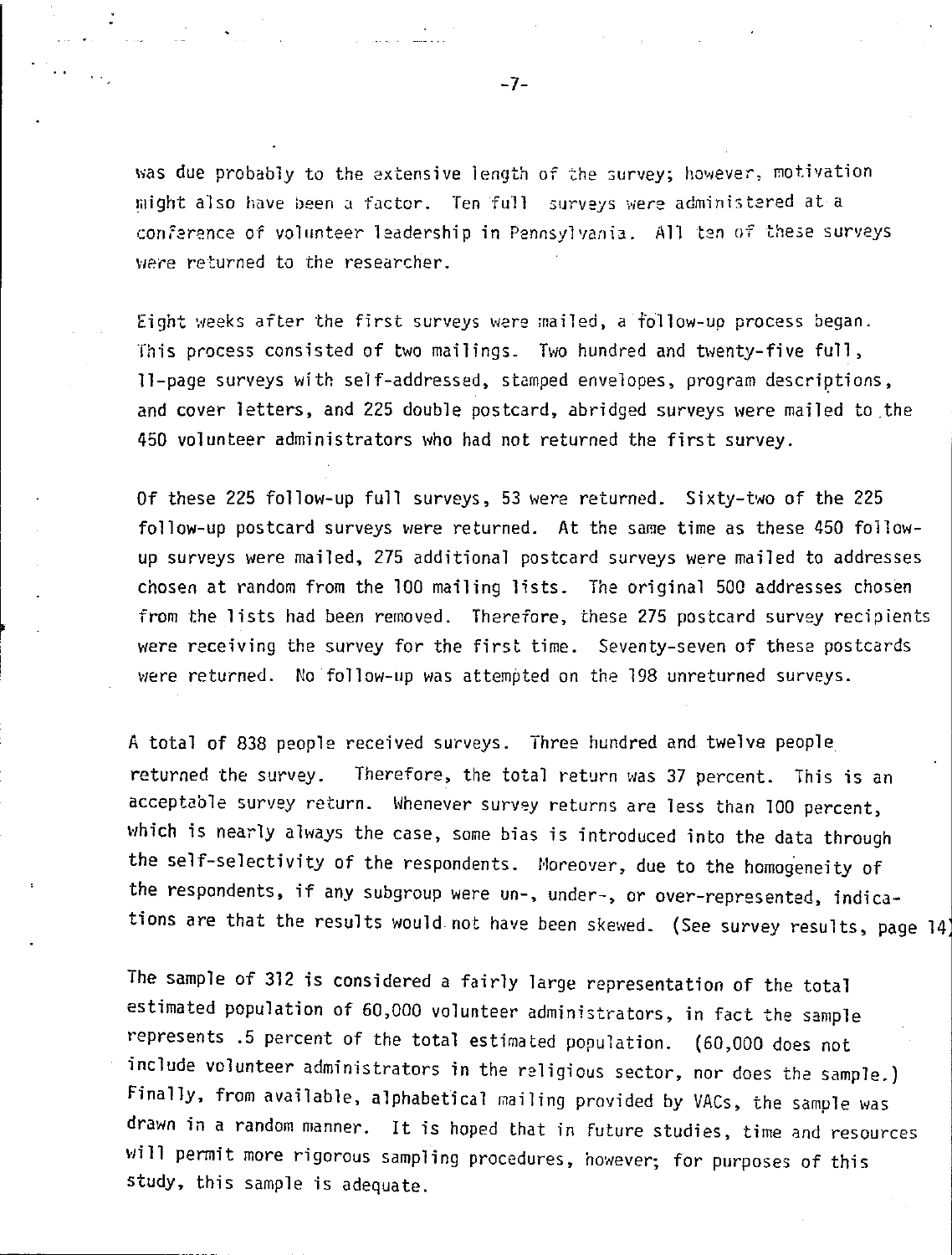was due probably to the extensive length of the survey; however, motivation might also have been a factor. Ten full surveys were administered at a conference of volunteer leadership in Pennsylvania. All ten of these surveys were returned to the researcher.

Eight weeks after the first surveys were mailed, a follow-up process began. This process consisted of two mailings. Two hundred and twenty-five full, 11-page surveys with self-addressed, stamped envelopes, program descriptions, and cover letters, and 225 double postcard, abridged surveys were mailed to the 450 volunteer administrators who had not returned the first survey.

Of these 225 follow-up full surveys, 53 were returned. Sixty-two of the 225 follow-up postcard surveys were returned. At the same time as these 450 follow-up surveys were mailed, 275 additional postcard surveys were mailed to addresses chosen at random from the 100 mailing lists. The original 500 addresses chosen from the lists had been removed. Therefore, these 275 postcard survey recipients were receiving the survey for the first time. Seventy-seven of these postcards were returned. No follow-up was attempted on the 198 unreturned surveys.

A total of 838 people received surveys. Three hundred and twelve people returned the survey. Therefore, the total return was 37 percent. This is an acceptable survey return. Whenever survey returns are less than 100 percent, which is nearly always the case, some bias is introduced into the data through the self-selectivity of the respondents. Moreover, due to the homogeneity of the respondents, if any subgroup were un-, under-, or over-represented, indications are that the results would not have been skewed. (See survey results, page 14)

The sample of 312 is considered a fairly large representation of the total estimated population of 60,000 volunteer administrators, in fact the sample represents .5 percent of the total estimated population. (60,000 does not include volunteer administrators in the religious sector, nor does the sample.) Finally, from available, alphabetical mailing provided by VACs, the sample was drawn in a random manner. It is hoped that in future studies, time and resources will permit more rigorous sampling procedures, however; for purposes of this study, this sample is adequate.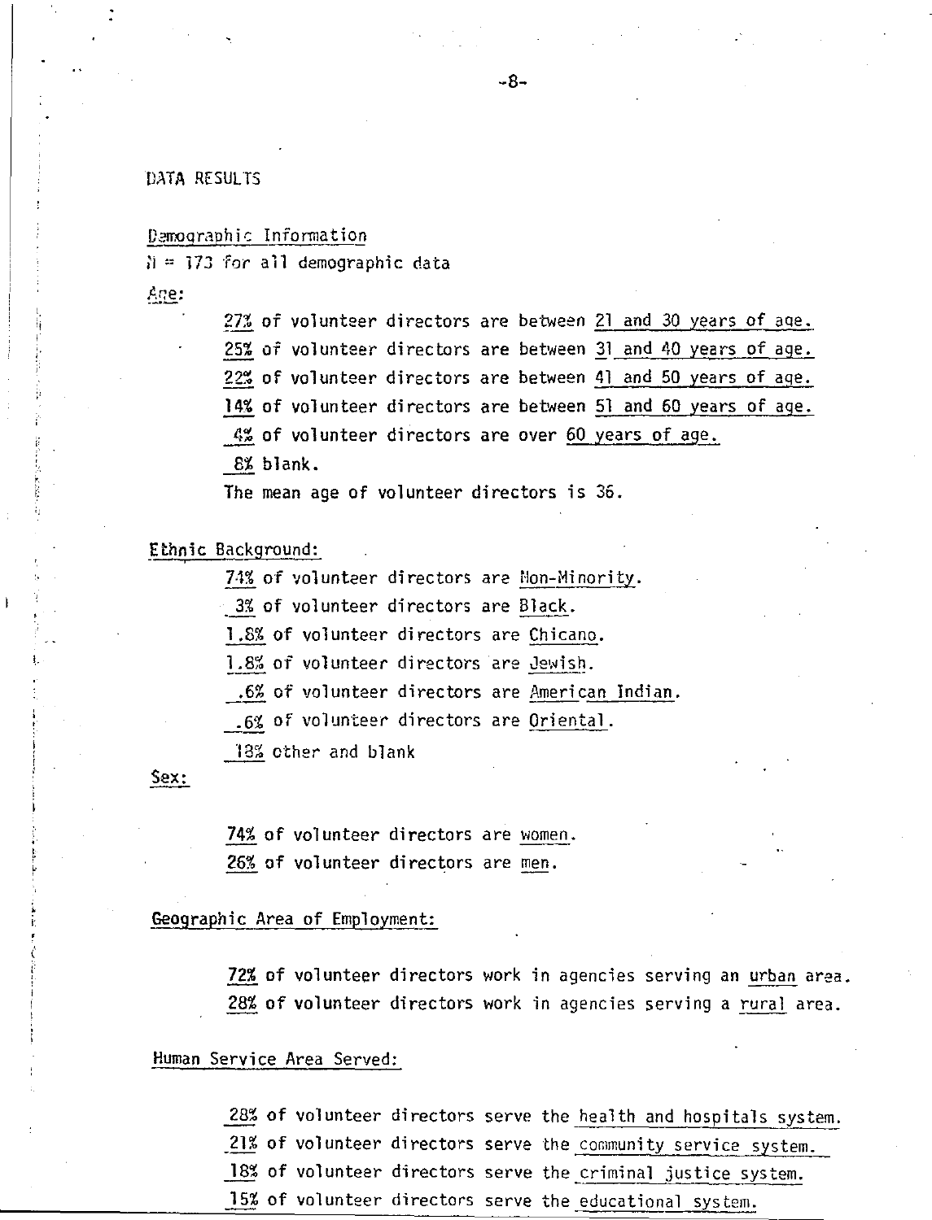## DATA RESULTS

### Demographic Information

N = 173 for all demographic data

**Age:**

27% of volunteer directors are between 21 and 30 years of age.
25% of volunteer directors are between 31 and 40 years of age.
22% of volunteer directors are between 41 and 50 years of age.
14% of volunteer directors are between 51 and 60 years of age.
4% of volunteer directors are over 60 years of age.
8% blank.
The mean age of volunteer directors is 36.

**Ethnic Background:**

74% of volunteer directors are Non-Minority.
3% of volunteer directors are Black.
1.8% of volunteer directors are Chicano.
1.8% of volunteer directors are Jewish.
.6% of volunteer directors are American Indian.
.6% of volunteer directors are Oriental.
18% other and blank

**Sex:**

74% of volunteer directors are women.
26% of volunteer directors are men.

**Geographic Area of Employment:**

72% of volunteer directors work in agencies serving an urban area.
28% of volunteer directors work in agencies serving a rural area.

**Human Service Area Served:**

28% of volunteer directors serve the health and hospitals system.
21% of volunteer directors serve the community service system.
18% of volunteer directors serve the criminal justice system.
15% of volunteer directors serve the educational system.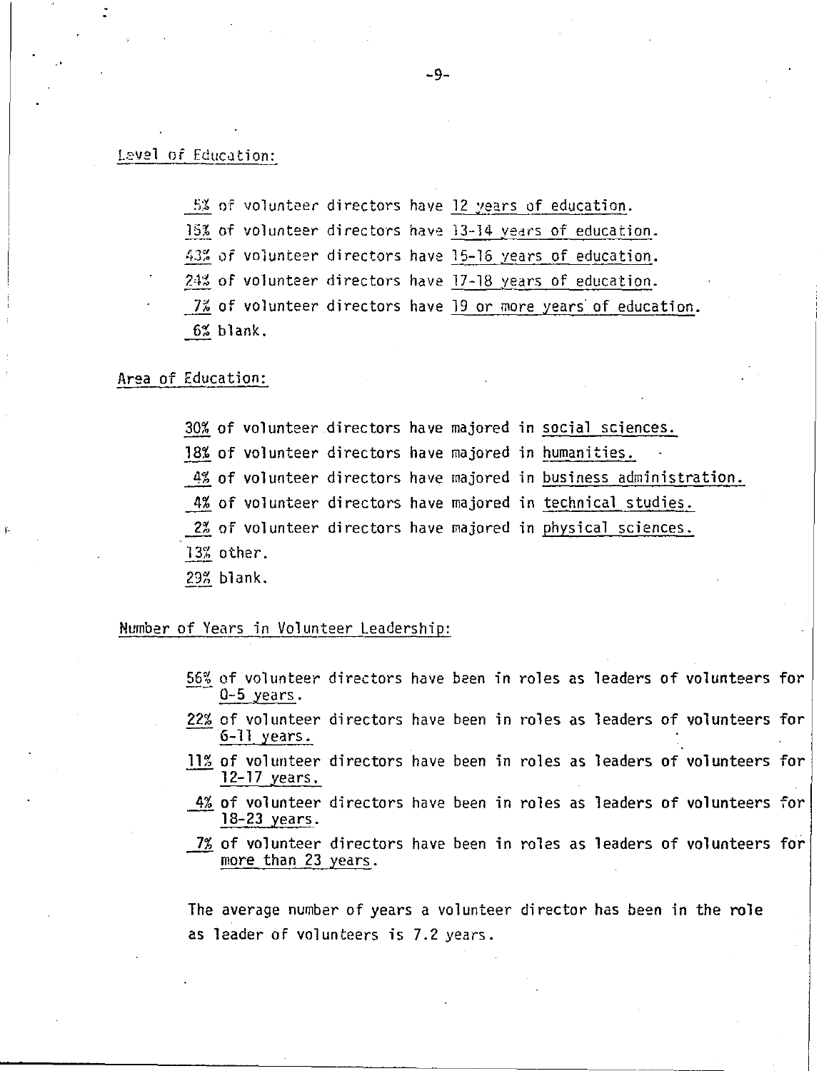Level of Education:

5% of volunteer directors have 12 years of education.
15% of volunteer directors have 13-14 years of education.
43% of volunteer directors have 15-16 years of education.
24% of volunteer directors have 17-18 years of education.
7% of volunteer directors have 19 or more years of education.
6% blank.

Area of Education:

30% of volunteer directors have majored in social sciences.
18% of volunteer directors have majored in humanities.
4% of volunteer directors have majored in business administration.
4% of volunteer directors have majored in technical studies.
2% of volunteer directors have majored in physical sciences.
13% other.
29% blank.

Number of Years in Volunteer Leadership:

56% of volunteer directors have been in roles as leaders of volunteers for 0-5 years.
22% of volunteer directors have been in roles as leaders of volunteers for 6-11 years.
11% of volunteer directors have been in roles as leaders of volunteers for 12-17 years.
4% of volunteer directors have been in roles as leaders of volunteers for 18-23 years.
7% of volunteer directors have been in roles as leaders of volunteers for more than 23 years.

The average number of years a volunteer director has been in the role as leader of volunteers is 7.2 years.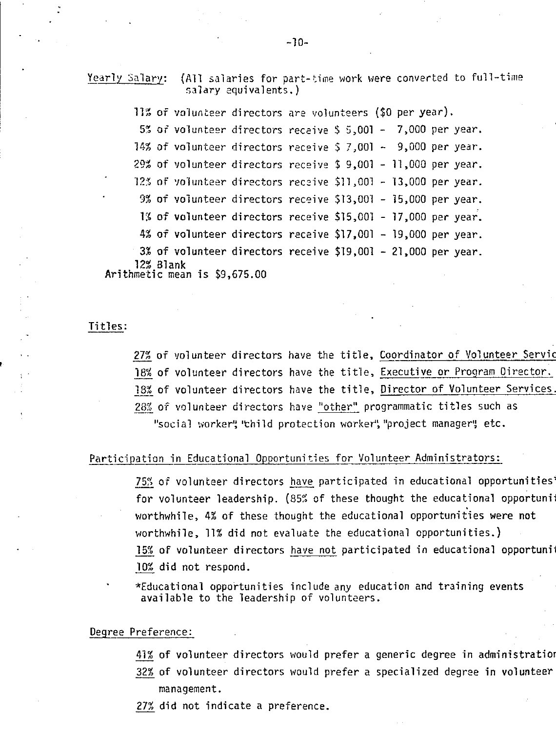Yearly Salary: (All salaries for part-time work were converted to full-time salary equivalents.)

11% of volunteer directors are volunteers ($0 per year).
5% of volunteer directors receive $ 5,001 - 7,000 per year.
14% of volunteer directors receive $ 7,001 - 9,000 per year.
29% of volunteer directors receive $ 9,001 - 11,000 per year.
12% of volunteer directors receive $11,001 - 13,000 per year.
9% of volunteer directors receive $13,001 - 15,000 per year.
1% of volunteer directors receive $15,001 - 17,000 per year.
4% of volunteer directors receive $17,001 - 19,000 per year.
3% of volunteer directors receive $19,001 - 21,000 per year.
12% Blank
Arithmetic mean is $9,675.00

Titles:

27% of volunteer directors have the title, Coordinator of Volunteer Servic
18% of volunteer directors have the title, Executive or Program Director.
18% of volunteer directors have the title, Director of Volunteer Services.
28% of volunteer directors have "other" programmatic titles such as "social worker", "child protection worker", "project manager", etc.

Participation in Educational Opportunities for Volunteer Administrators:

75% of volunteer directors have participated in educational opportunities* for volunteer leadership. (85% of these thought the educational opportunit worthwhile, 4% of these thought the educational opportunities were not worthwhile, 11% did not evaluate the educational opportunities.)
15% of volunteer directors have not participated in educational opportunit
10% did not respond.

*Educational opportunities include any education and training events available to the leadership of volunteers.

Degree Preference:

41% of volunteer directors would prefer a generic degree in administratior
32% of volunteer directors would prefer a specialized degree in volunteer management.
27% did not indicate a preference.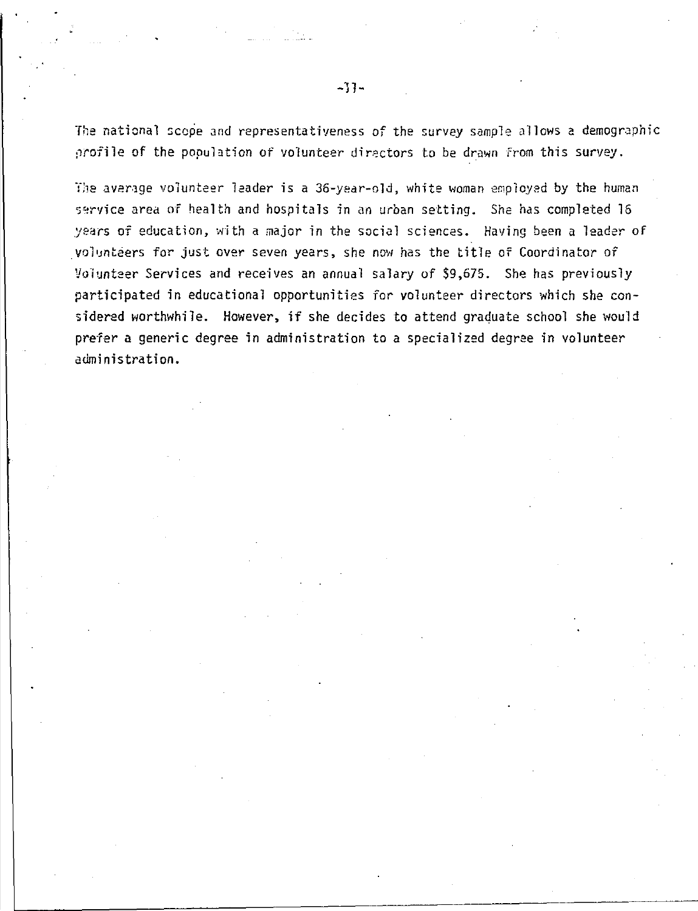The national scope and representativeness of the survey sample allows a demographic profile of the population of volunteer directors to be drawn from this survey.

The average volunteer leader is a 36-year-old, white woman employed by the human service area of health and hospitals in an urban setting. She has completed 16 years of education, with a major in the social sciences. Having been a leader of volunteers for just over seven years, she now has the title of Coordinator of Volunteer Services and receives an annual salary of $9,675. She has previously participated in educational opportunities for volunteer directors which she considered worthwhile. However, if she decides to attend graduate school she would prefer a generic degree in administration to a specialized degree in volunteer administration.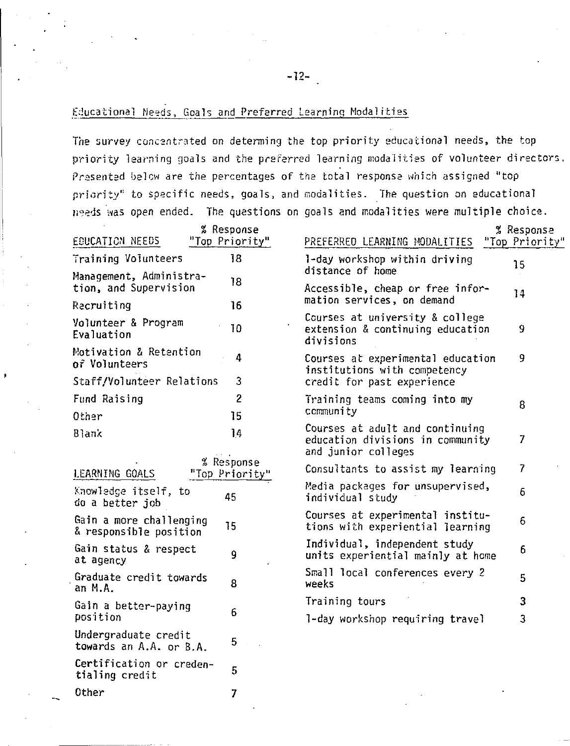## Educational Needs, Goals and Preferred Learning Modalities

The survey concentrated on determing the top priority educational needs, the top priority learning goals and the preferred learning modalities of volunteer directors. Presented below are the percentages of the total response which assigned "top priority" to specific needs, goals, and modalities. The question on educational needs was open ended. The questions on goals and modalities were multiple choice.

| EDUCATION NEEDS | % Response "Top Priority" |
|---|---|
| Training Volunteers | 18 |
| Management, Administration, and Supervision | 18 |
| Recruiting | 16 |
| Volunteer & Program Evaluation | 10 |
| Motivation & Retention of Volunteers | 4 |
| Staff/Volunteer Relations | 3 |
| Fund Raising | 2 |
| Other | 15 |
| Blank | 14 |

| LEARNING GOALS | % Response "Top Priority" |
|---|---|
| Knowledge itself, to do a better job | 45 |
| Gain a more challenging & responsible position | 15 |
| Gain status & respect at agency | 9 |
| Graduate credit towards an M.A. | 8 |
| Gain a better-paying position | 6 |
| Undergraduate credit towards an A.A. or B.A. | 5 |
| Certification or credentialing credit | 5 |
| Other | 7 |

| PREFERRED LEARNING MODALITIES | % Response "Top Priority" |
|---|---|
| 1-day workshop within driving distance of home | 15 |
| Accessible, cheap or free information services, on demand | 14 |
| Courses at university & college extension & continuing education divisions | 9 |
| Courses at experimental education institutions with competency credit for past experience | 9 |
| Training teams coming into my community | 8 |
| Courses at adult and continuing education divisions in community and junior colleges | 7 |
| Consultants to assist my learning | 7 |
| Media packages for unsupervised, individual study | 6 |
| Courses at experimental institutions with experiential learning | 6 |
| Individual, independent study units experiential mainly at home | 6 |
| Small local conferences every 2 weeks | 5 |
| Training tours | 3 |
| 1-day workshop requiring travel | 3 |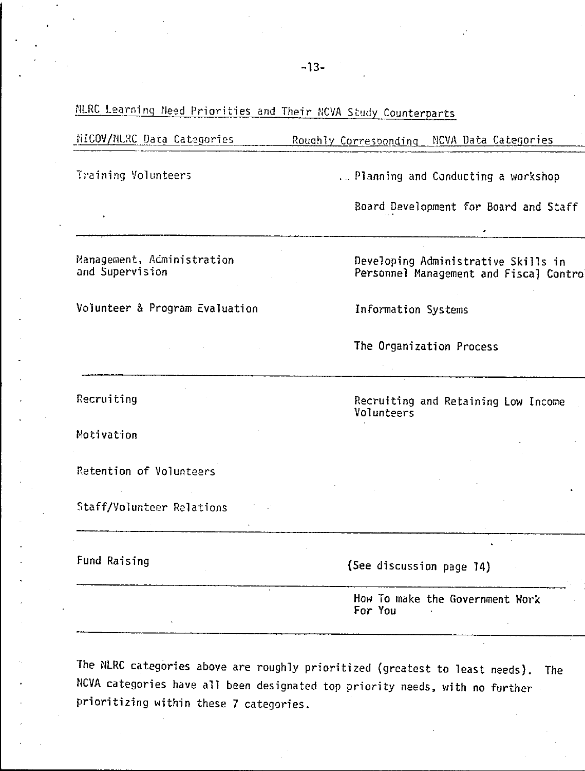NLRC Learning Need Priorities and Their NCVA Study Counterparts

| NICOV/NLRC Data Categories | Roughly Corresponding NCVA Data Categories |
|---|---|
| Training Volunteers | ... Planning and Conducting a workshop |
| | Board Development for Board and Staff |
| Management, Administration and Supervision | Developing Administrative Skills in Personnel Management and Fiscal Contro |
| Volunteer & Program Evaluation | Information Systems |
| | The Organization Process |
| Recruiting | Recruiting and Retaining Low Income Volunteers |
| Motivation | |
| Retention of Volunteers | |
| Staff/Volunteer Relations | |
| Fund Raising | (See discussion page 14) |
| | How To make the Government Work For You |

The NLRC categories above are roughly prioritized (greatest to least needs). The NCVA categories have all been designated top priority needs, with no further prioritizing within these 7 categories.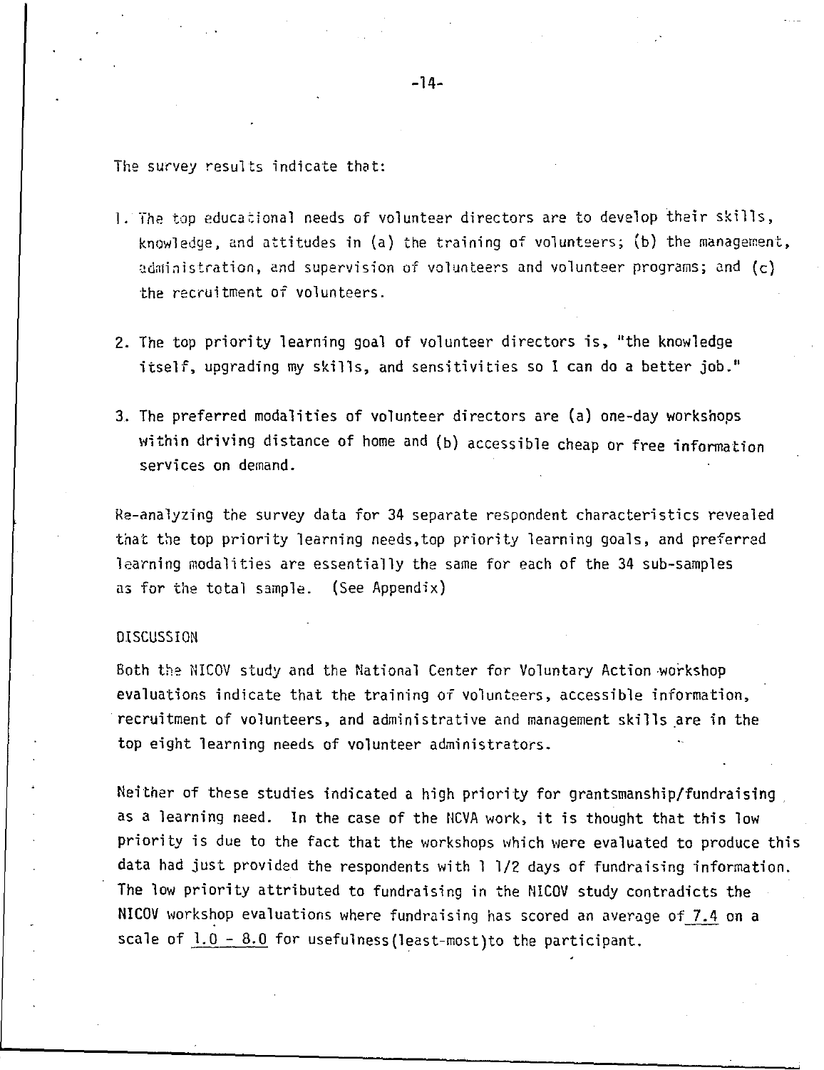The survey results indicate that:

1. The top educational needs of volunteer directors are to develop their skills, knowledge, and attitudes in (a) the training of volunteers; (b) the management, administration, and supervision of volunteers and volunteer programs; and (c) the recruitment of volunteers.

2. The top priority learning goal of volunteer directors is, "the knowledge itself, upgrading my skills, and sensitivities so I can do a better job."

3. The preferred modalities of volunteer directors are (a) one-day workshops within driving distance of home and (b) accessible cheap or free information services on demand.

Re-analyzing the survey data for 34 separate respondent characteristics revealed that the top priority learning needs,top priority learning goals, and preferred learning modalities are essentially the same for each of the 34 sub-samples as for the total sample. (See Appendix)

## DISCUSSION

Both the NICOV study and the National Center for Voluntary Action workshop evaluations indicate that the training of volunteers, accessible information, recruitment of volunteers, and administrative and management skills are in the top eight learning needs of volunteer administrators.

Neither of these studies indicated a high priority for grantsmanship/fundraising as a learning need. In the case of the NCVA work, it is thought that this low priority is due to the fact that the workshops which were evaluated to produce this data had just provided the respondents with 1 1/2 days of fundraising information. The low priority attributed to fundraising in the NICOV study contradicts the NICOV workshop evaluations where fundraising has scored an average of 7.4 on a scale of 1.0 - 8.0 for usefulness(least-most)to the participant.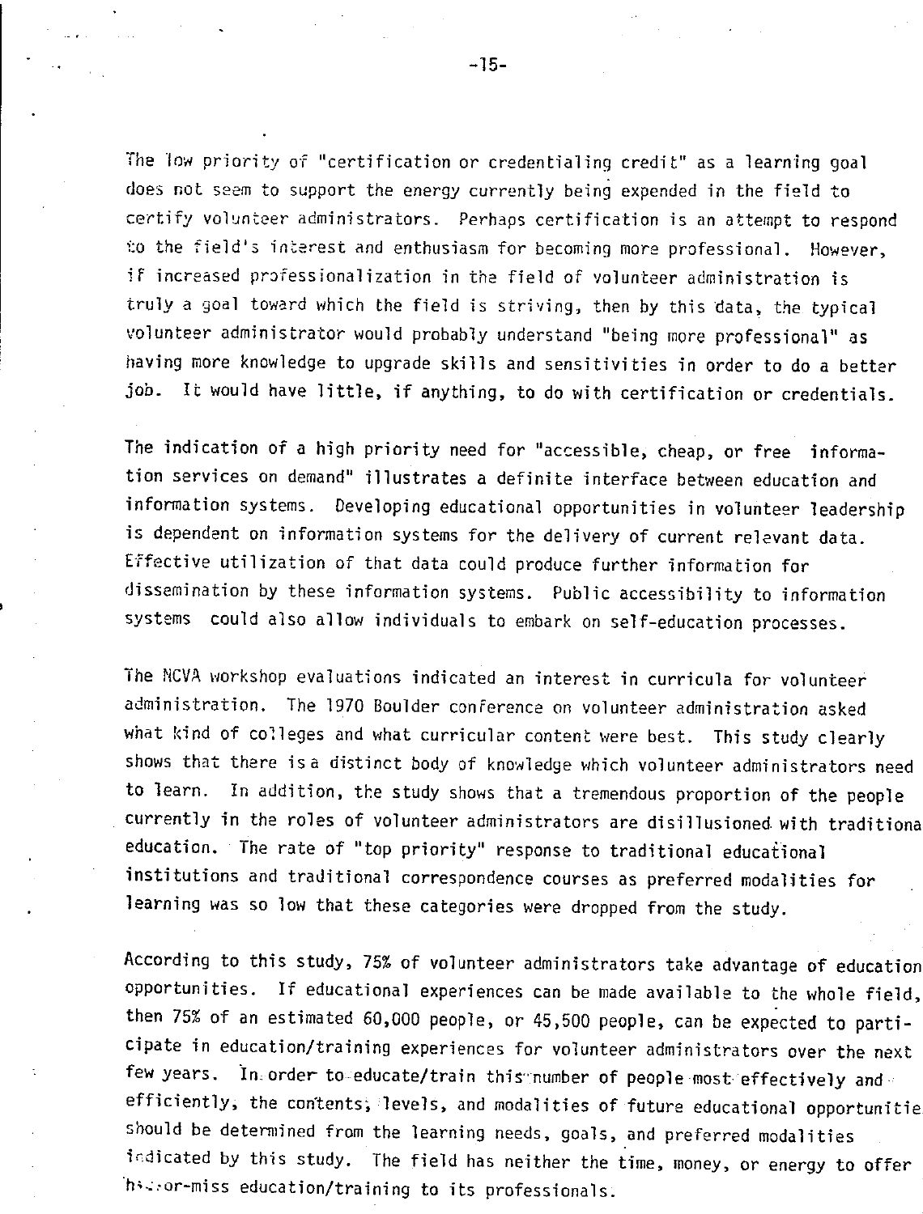The low priority of "certification or credentialing credit" as a learning goal does not seem to support the energy currently being expended in the field to certify volunteer administrators. Perhaps certification is an attempt to respond to the field's interest and enthusiasm for becoming more professional. However, if increased professionalization in the field of volunteer administration is truly a goal toward which the field is striving, then by this data, the typical volunteer administrator would probably understand "being more professional" as having more knowledge to upgrade skills and sensitivities in order to do a better job. It would have little, if anything, to do with certification or credentials.

The indication of a high priority need for "accessible, cheap, or free information services on demand" illustrates a definite interface between education and information systems. Developing educational opportunities in volunteer leadership is dependent on information systems for the delivery of current relevant data. Effective utilization of that data could produce further information for dissemination by these information systems. Public accessibility to information systems could also allow individuals to embark on self-education processes.

The NCVA workshop evaluations indicated an interest in curricula for volunteer administration. The 1970 Boulder conference on volunteer administration asked what kind of colleges and what curricular content were best. This study clearly shows that there is a distinct body of knowledge which volunteer administrators need to learn. In addition, the study shows that a tremendous proportion of the people currently in the roles of volunteer administrators are disillusioned with traditiona education. The rate of "top priority" response to traditional educational institutions and traditional correspondence courses as preferred modalities for learning was so low that these categories were dropped from the study.

According to this study, 75% of volunteer administrators take advantage of education opportunities. If educational experiences can be made available to the whole field, then 75% of an estimated 60,000 people, or 45,500 people, can be expected to participate in education/training experiences for volunteer administrators over the next few years. In order to educate/train this number of people most effectively and efficiently, the contents, levels, and modalities of future educational opportunitie should be determined from the learning needs, goals, and preferred modalities indicated by this study. The field has neither the time, money, or energy to offer hit-or-miss education/training to its professionals.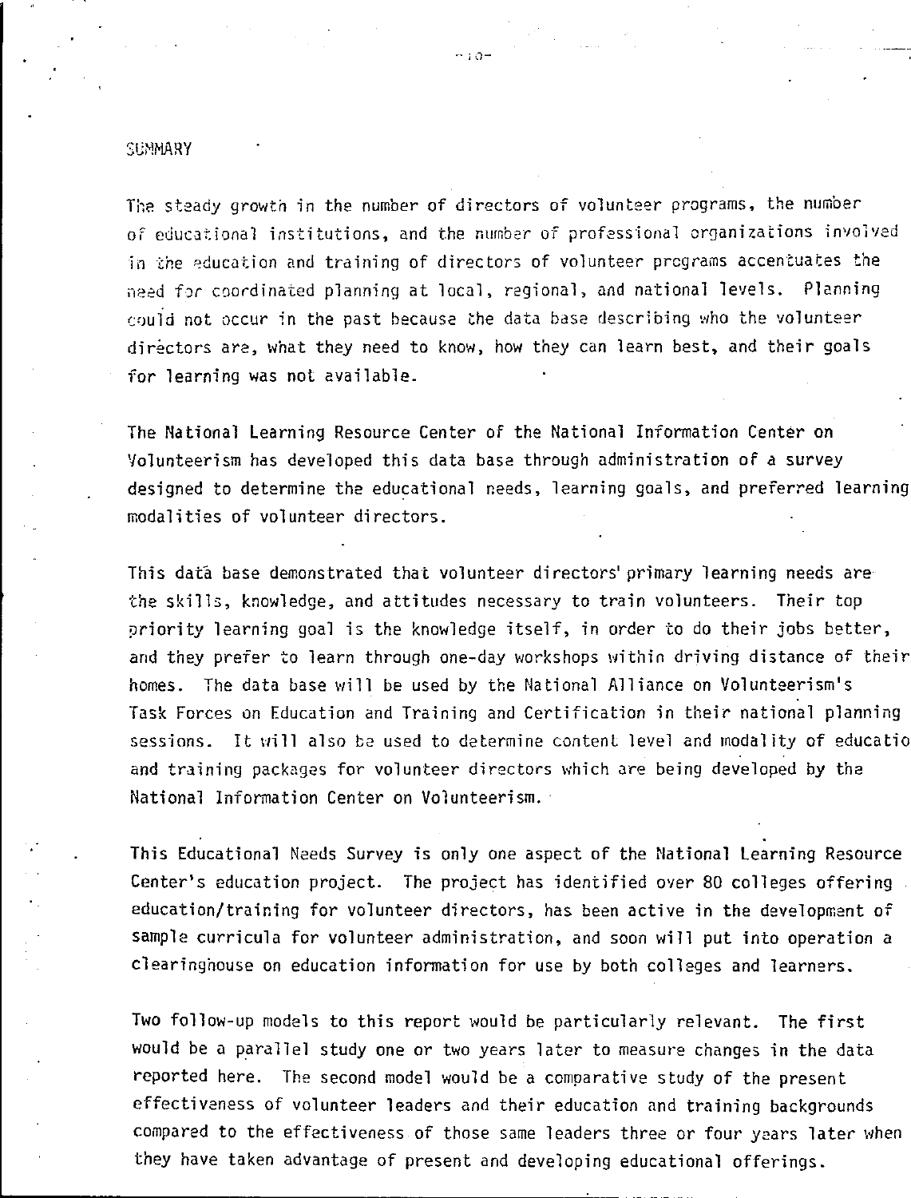## SUMMARY

The steady growth in the number of directors of volunteer programs, the number of educational institutions, and the number of professional organizations involved in the education and training of directors of volunteer programs accentuates the need for coordinated planning at local, regional, and national levels. Planning could not occur in the past because the data base describing who the volunteer directors are, what they need to know, how they can learn best, and their goals for learning was not available.

The National Learning Resource Center of the National Information Center on Volunteerism has developed this data base through administration of a survey designed to determine the educational needs, learning goals, and preferred learning modalities of volunteer directors.

This data base demonstrated that volunteer directors' primary learning needs are the skills, knowledge, and attitudes necessary to train volunteers. Their top priority learning goal is the knowledge itself, in order to do their jobs better, and they prefer to learn through one-day workshops within driving distance of their homes. The data base will be used by the National Alliance on Volunteerism's Task Forces on Education and Training and Certification in their national planning sessions. It will also be used to determine content level and modality of educatio and training packages for volunteer directors which are being developed by the National Information Center on Volunteerism.

This Educational Needs Survey is only one aspect of the National Learning Resource Center's education project. The project has identified over 80 colleges offering education/training for volunteer directors, has been active in the development of sample curricula for volunteer administration, and soon will put into operation a clearinghouse on education information for use by both colleges and learners.

Two follow-up models to this report would be particularly relevant. The first would be a parallel study one or two years later to measure changes in the data reported here. The second model would be a comparative study of the present effectiveness of volunteer leaders and their education and training backgrounds compared to the effectiveness of those same leaders three or four years later when they have taken advantage of present and developing educational offerings.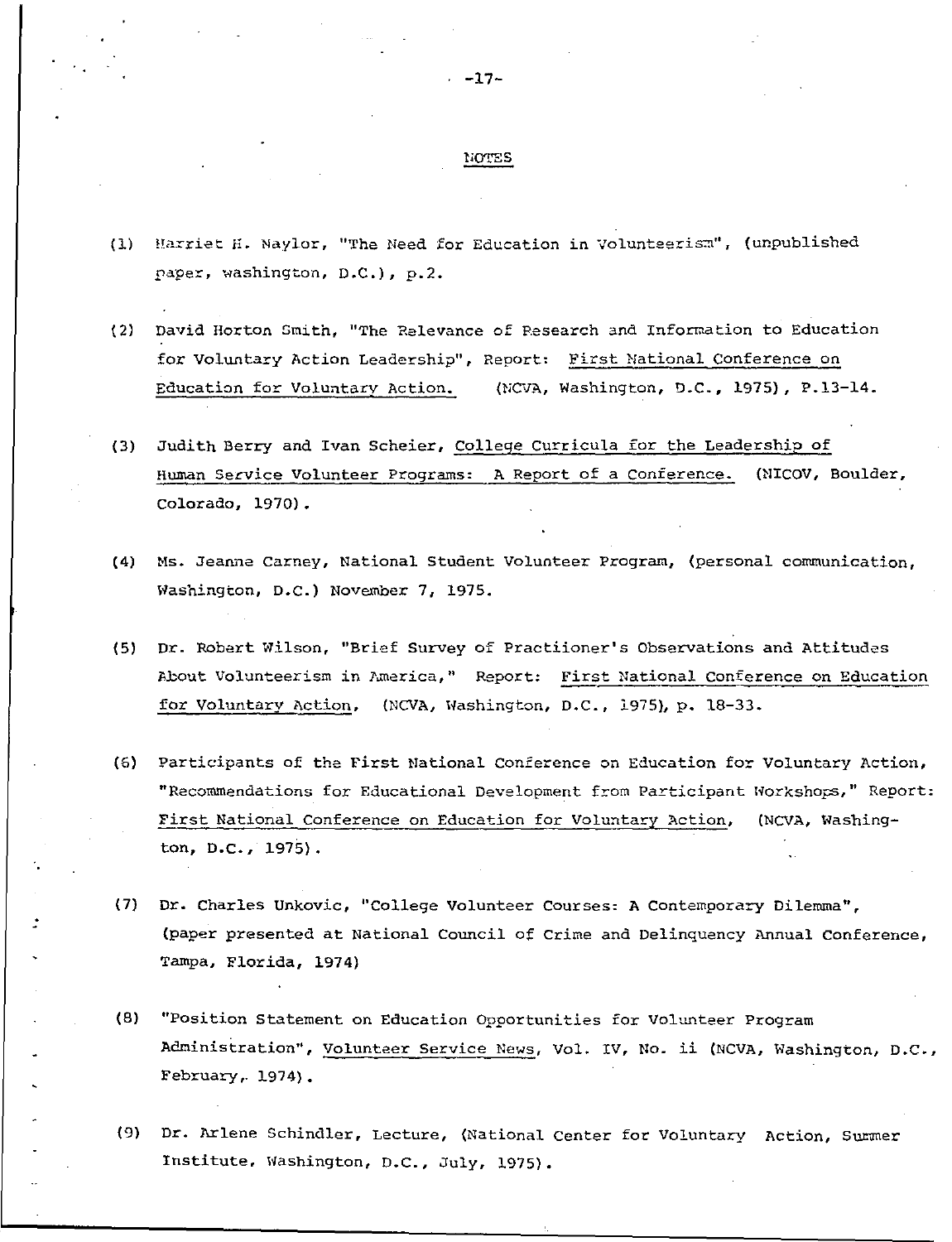## NOTES

(1) Harriet H. Naylor, "The Need for Education in Volunteerism", (unpublished paper, Washington, D.C.), p.2.

(2) David Horton Smith, "The Relevance of Research and Information to Education for Voluntary Action Leadership", Report: First National Conference on Education for Voluntary Action. (NCVA, Washington, D.C., 1975), P.13-14.

(3) Judith Berry and Ivan Scheier, College Curricula for the Leadership of Human Service Volunteer Programs: A Report of a Conference. (NICOV, Boulder, Colorado, 1970).

(4) Ms. Jeanne Carney, National Student Volunteer Program, (personal communication, Washington, D.C.) November 7, 1975.

(5) Dr. Robert Wilson, "Brief Survey of Practioner's Observations and Attitudes About Volunteerism in America," Report: First National Conference on Education for Voluntary Action, (NCVA, Washington, D.C., 1975), p. 18-33.

(6) Participants of the First National Conference on Education for Voluntary Action, "Recommendations for Educational Development from Participant Workshops," Report: First National Conference on Education for Voluntary Action, (NCVA, Washington, D.C., 1975).

(7) Dr. Charles Unkovic, "College Volunteer Courses: A Contemporary Dilemma", (paper presented at National Council of Crime and Delinquency Annual Conference, Tampa, Florida, 1974)

(8) "Position Statement on Education Opportunities for Volunteer Program Administration", Volunteer Service News, Vol. IV, No. ii (NCVA, Washington, D.C., February, 1974).

(9) Dr. Arlene Schindler, Lecture, (National Center for Voluntary Action, Summer Institute, Washington, D.C., July, 1975).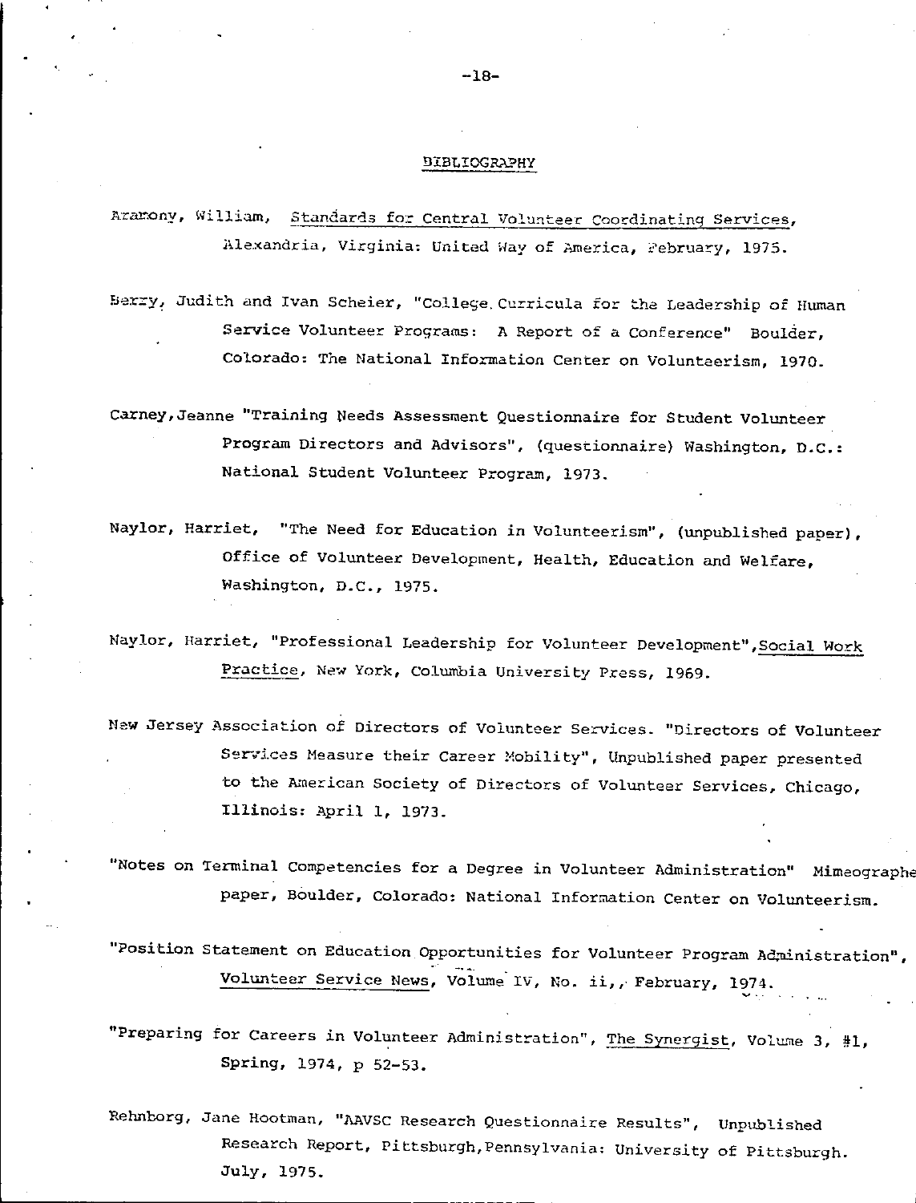## BIBLIOGRAPHY

Aramony, William, Standards for Central Volunteer Coordinating Services, Alexandria, Virginia: United Way of America, February, 1975.

Berry, Judith and Ivan Scheier, "College Curricula for the Leadership of Human Service Volunteer Programs: A Report of a Conference" Boulder, Colorado: The National Information Center on Volunteerism, 1970.

Carney, Jeanne "Training Needs Assessment Questionnaire for Student Volunteer Program Directors and Advisors", (questionnaire) Washington, D.C.: National Student Volunteer Program, 1973.

Naylor, Harriet, "The Need for Education in Volunteerism", (unpublished paper), Office of Volunteer Development, Health, Education and Welfare, Washington, D.C., 1975.

Naylor, Harriet, "Professional Leadership for Volunteer Development", Social Work Practice, New York, Columbia University Press, 1969.

New Jersey Association of Directors of Volunteer Services. "Directors of Volunteer Services Measure their Career Mobility", Unpublished paper presented to the American Society of Directors of Volunteer Services, Chicago, Illinois: April 1, 1973.

"Notes on Terminal Competencies for a Degree in Volunteer Administration" Mimeographe paper, Boulder, Colorado: National Information Center on Volunteerism.

"Position Statement on Education Opportunities for Volunteer Program Administration", Volunteer Service News, Volume IV, No. ii, February, 1974.

"Preparing for Careers in Volunteer Administration", The Synergist, Volume 3, #1, Spring, 1974, p 52-53.

Rehnborg, Jane Hootman, "AAVSC Research Questionnaire Results", Unpublished Research Report, Pittsburgh, Pennsylvania: University of Pittsburgh. July, 1975.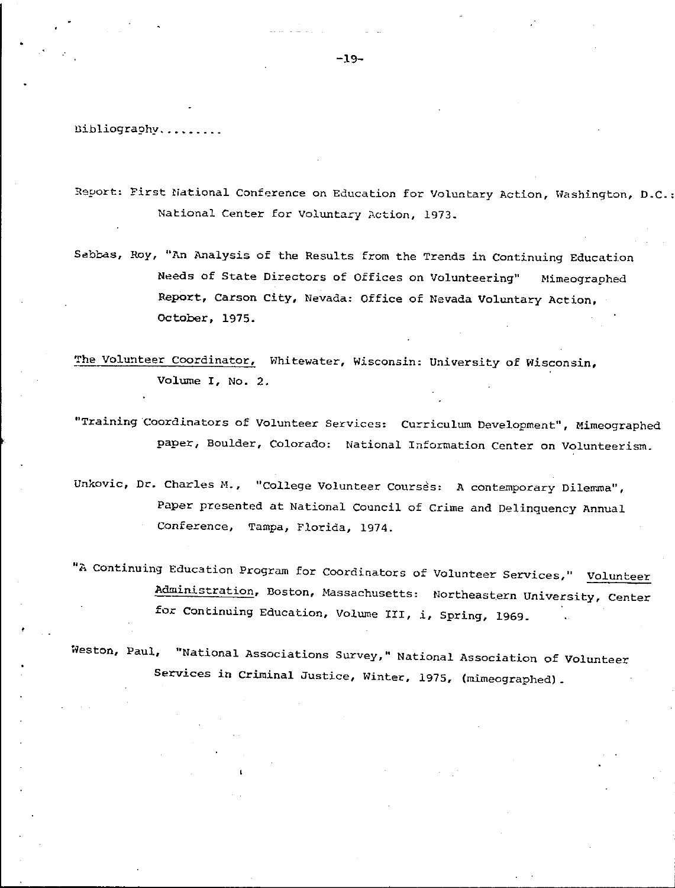Bibliography.........

Report: First National Conference on Education for Voluntary Action, Washington, D.C.: National Center for Voluntary Action, 1973.

Sebbas, Roy, "An Analysis of the Results from the Trends in Continuing Education Needs of State Directors of Offices on Volunteering" Mimeographed Report, Carson City, Nevada: Office of Nevada Voluntary Action, October, 1975.

The Volunteer Coordinator, Whitewater, Wisconsin: University of Wisconsin, Volume I, No. 2.

"Training Coordinators of Volunteer Services: Curriculum Development", Mimeographed paper, Boulder, Colorado: National Information Center on Volunteerism.

Unkovic, Dr. Charles M., "College Volunteer Courses: A contemporary Dilemma", Paper presented at National Council of Crime and Delinquency Annual Conference, Tampa, Florida, 1974.

"A Continuing Education Program for Coordinators of Volunteer Services," Volunteer Administration, Boston, Massachusetts: Northeastern University, Center for Continuing Education, Volume III, i, Spring, 1969.

Weston, Paul, "National Associations Survey," National Association of Volunteer Services in Criminal Justice, Winter, 1975, (mimeographed).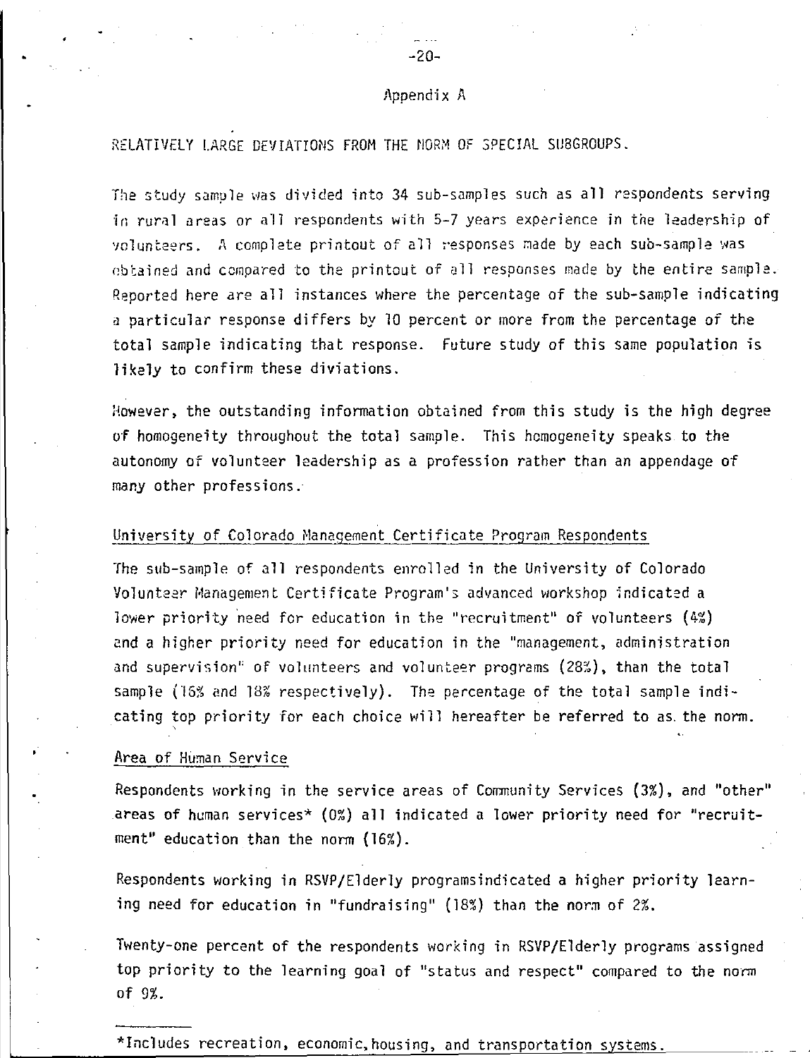## Appendix A

RELATIVELY LARGE DEVIATIONS FROM THE NORM OF SPECIAL SUBGROUPS.

The study sample was divided into 34 sub-samples such as all respondents serving in rural areas or all respondents with 5-7 years experience in the leadership of volunteers. A complete printout of all responses made by each sub-sample was obtained and compared to the printout of all responses made by the entire sample. Reported here are all instances where the percentage of the sub-sample indicating a particular response differs by 10 percent or more from the percentage of the total sample indicating that response. Future study of this same population is likely to confirm these diviations.

However, the outstanding information obtained from this study is the high degree of homogeneity throughout the total sample. This homogeneity speaks to the autonomy of volunteer leadership as a profession rather than an appendage of many other professions.

### University of Colorado Management Certificate Program Respondents

The sub-sample of all respondents enrolled in the University of Colorado Volunteer Management Certificate Program's advanced workshop indicated a lower priority need for education in the "recruitment" of volunteers (4%) and a higher priority need for education in the "management, administration and supervision" of volunteers and volunteer programs (28%), than the total sample (16% and 18% respectively). The percentage of the total sample indicating top priority for each choice will hereafter be referred to as the norm.

### Area of Human Service

Respondents working in the service areas of Community Services (3%), and "other" areas of human services* (0%) all indicated a lower priority need for "recruitment" education than the norm (16%).

Respondents working in RSVP/Elderly programsindicated a higher priority learning need for education in "fundraising" (18%) than the norm of 2%.

Twenty-one percent of the respondents working in RSVP/Elderly programs assigned top priority to the learning goal of "status and respect" compared to the norm of 9%.

---

*Includes recreation, economic, housing, and transportation systems.